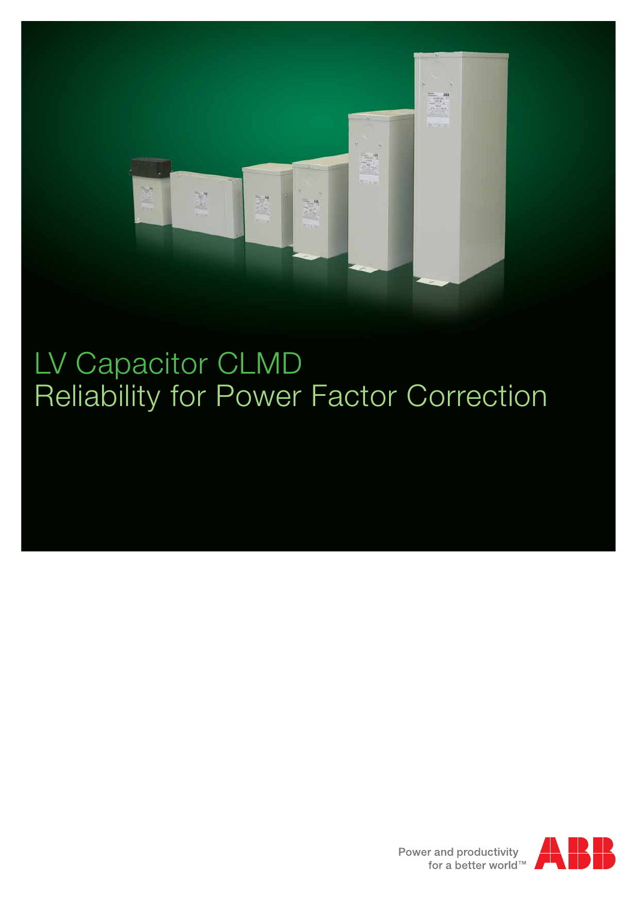# LV Capacitor CLMD
# Reliability for Power Factor Correction

Power and productivity
for a better world™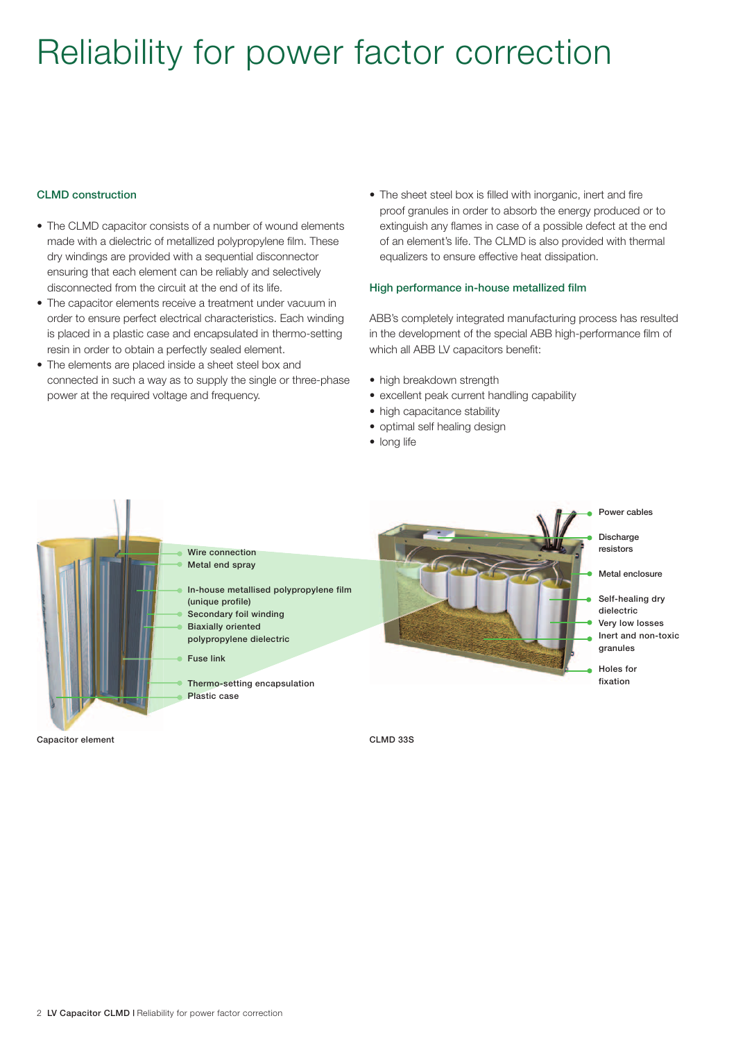# Reliability for power factor correction

### CLMD construction

- The CLMD capacitor consists of a number of wound elements made with a dielectric of metallized polypropylene film. These dry windings are provided with a sequential disconnector ensuring that each element can be reliably and selectively disconnected from the circuit at the end of its life.
- The capacitor elements receive a treatment under vacuum in order to ensure perfect electrical characteristics. Each winding is placed in a plastic case and encapsulated in thermo-setting resin in order to obtain a perfectly sealed element.
- The elements are placed inside a sheet steel box and connected in such a way as to supply the single or three-phase power at the required voltage and frequency.
- The sheet steel box is filled with inorganic, inert and fire proof granules in order to absorb the energy produced or to extinguish any flames in case of a possible defect at the end of an element's life. The CLMD is also provided with thermal equalizers to ensure effective heat dissipation.

### High performance in-house metallized film

ABB's completely integrated manufacturing process has resulted in the development of the special ABB high-performance film of which all ABB LV capacitors benefit:

- high breakdown strength
- excellent peak current handling capability
- high capacitance stability
- optimal self healing design
- long life

Wire connection
Metal end spray
In-house metallised polypropylene film (unique profile)
Secondary foil winding
Biaxially oriented polypropylene dielectric
Fuse link
Thermo-setting encapsulation
Plastic case

Capacitor element

Power cables
Discharge resistors
Metal enclosure
Self-healing dry dielectric
Very low losses
Inert and non-toxic granules
Holes for fixation

CLMD 33S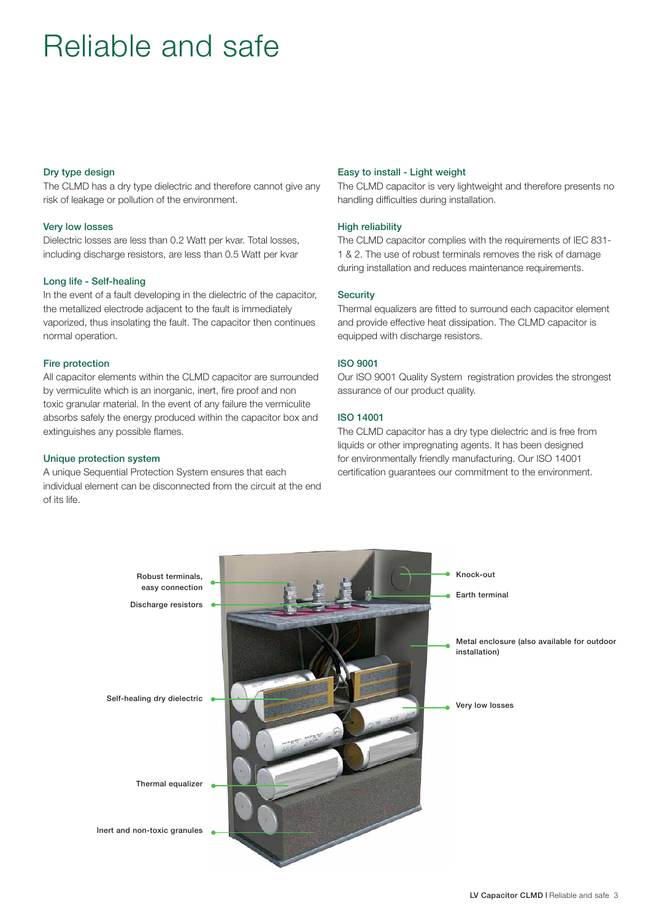# Reliable and safe

### Dry type design

The CLMD has a dry type dielectric and therefore cannot give any risk of leakage or pollution of the environment.

### Very low losses

Dielectric losses are less than 0.2 Watt per kvar. Total losses, including discharge resistors, are less than 0.5 Watt per kvar

### Long life - Self-healing

In the event of a fault developing in the dielectric of the capacitor, the metallized electrode adjacent to the fault is immediately vaporized, thus insolating the fault. The capacitor then continues normal operation.

### Fire protection

All capacitor elements within the CLMD capacitor are surrounded by vermiculite which is an inorganic, inert, fire proof and non toxic granular material. In the event of any failure the vermiculite absorbs safely the energy produced within the capacitor box and extinguishes any possible flames.

### Unique protection system

A unique Sequential Protection System ensures that each individual element can be disconnected from the circuit at the end of its life.

### Easy to install - Light weight

The CLMD capacitor is very lightweight and therefore presents no handling difficulties during installation.

### High reliability

The CLMD capacitor complies with the requirements of IEC 831-1 & 2. The use of robust terminals removes the risk of damage during installation and reduces maintenance requirements.

### Security

Thermal equalizers are fitted to surround each capacitor element and provide effective heat dissipation. The CLMD capacitor is equipped with discharge resistors.

### ISO 9001

Our ISO 9001 Quality System registration provides the strongest assurance of our product quality.

### ISO 14001

The CLMD capacitor has a dry type dielectric and is free from liquids or other impregnating agents. It has been designed for environmentally friendly manufacturing. Our ISO 14001 certification guarantees our commitment to the environment.

Robust terminals, easy connection

Discharge resistors

Self-healing dry dielectric

Thermal equalizer

Inert and non-toxic granules

Knock-out

Earth terminal

Metal enclosure (also available for outdoor installation)

Very low losses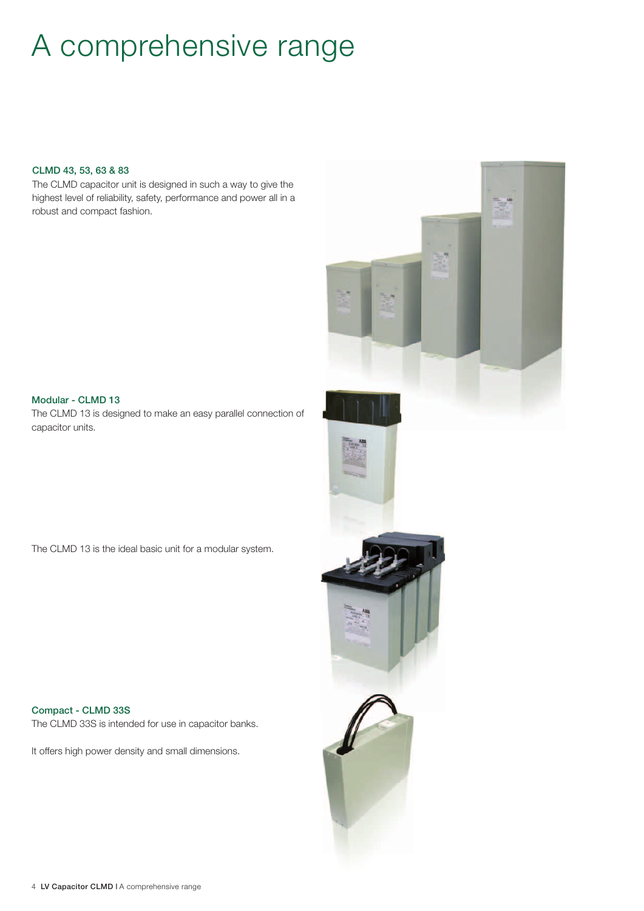# A comprehensive range

### CLMD 43, 53, 63 & 83

The CLMD capacitor unit is designed in such a way to give the highest level of reliability, safety, performance and power all in a robust and compact fashion.

### Modular - CLMD 13

The CLMD 13 is designed to make an easy parallel connection of capacitor units.

The CLMD 13 is the ideal basic unit for a modular system.

### Compact - CLMD 33S

The CLMD 33S is intended for use in capacitor banks.

It offers high power density and small dimensions.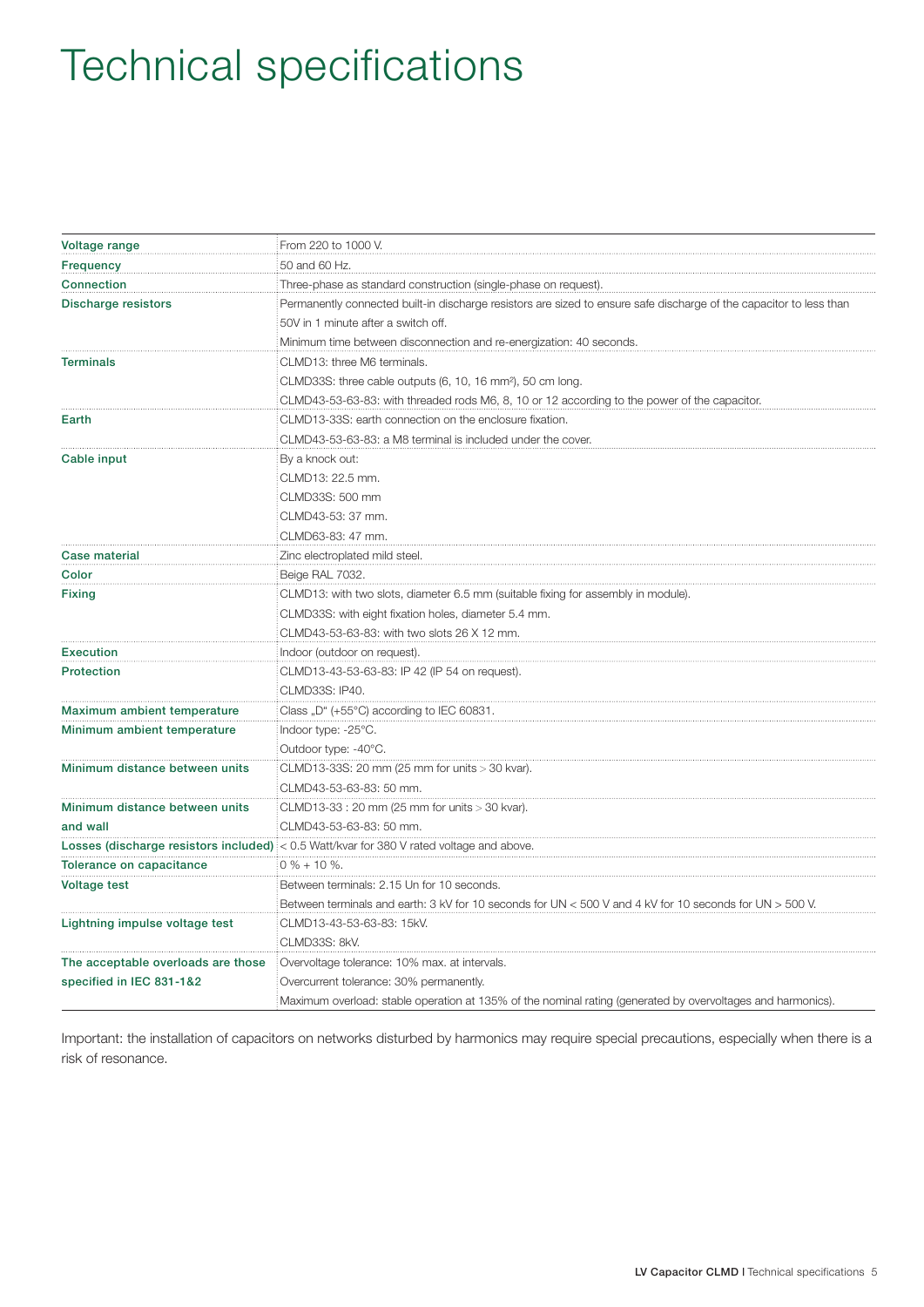# Technical specifications

| | |
|---|---|
| **Voltage range** | From 220 to 1000 V. |
| **Frequency** | 50 and 60 Hz. |
| **Connection** | Three-phase as standard construction (single-phase on request). |
| **Discharge resistors** | Permanently connected built-in discharge resistors are sized to ensure safe discharge of the capacitor to less than 50V in 1 minute after a switch off.<br>Minimum time between disconnection and re-energization: 40 seconds. |
| **Terminals** | CLMD13: three M6 terminals.<br>CLMD33S: three cable outputs (6, 10, 16 mm²), 50 cm long.<br>CLMD43-53-63-83: with threaded rods M6, 8, 10 or 12 according to the power of the capacitor. |
| **Earth** | CLMD13-33S: earth connection on the enclosure fixation.<br>CLMD43-53-63-83: a M8 terminal is included under the cover. |
| **Cable input** | By a knock out:<br>CLMD13: 22.5 mm.<br>CLMD33S: 500 mm<br>CLMD43-53: 37 mm.<br>CLMD63-83: 47 mm. |
| **Case material** | Zinc electroplated mild steel. |
| **Color** | Beige RAL 7032. |
| **Fixing** | CLMD13: with two slots, diameter 6.5 mm (suitable fixing for assembly in module).<br>CLMD33S: with eight fixation holes, diameter 5.4 mm.<br>CLMD43-53-63-83: with two slots 26 X 12 mm. |
| **Execution** | Indoor (outdoor on request). |
| **Protection** | CLMD13-43-53-63-83: IP 42 (IP 54 on request).<br>CLMD33S: IP40. |
| **Maximum ambient temperature** | Class „D" (+55°C) according to IEC 60831. |
| **Minimum ambient temperature** | Indoor type: -25°C.<br>Outdoor type: -40°C. |
| **Minimum distance between units** | CLMD13-33S: 20 mm (25 mm for units > 30 kvar).<br>CLMD43-53-63-83: 50 mm. |
| **Minimum distance between units and wall** | CLMD13-33 : 20 mm (25 mm for units > 30 kvar).<br>CLMD43-53-63-83: 50 mm. |
| **Losses (discharge resistors included)** | < 0.5 Watt/kvar for 380 V rated voltage and above. |
| **Tolerance on capacitance** | 0 % + 10 %. |
| **Voltage test** | Between terminals: 2.15 Un for 10 seconds.<br>Between terminals and earth: 3 kV for 10 seconds for UN < 500 V and 4 kV for 10 seconds for UN > 500 V. |
| **Lightning impulse voltage test** | CLMD13-43-53-63-83: 15kV.<br>CLMD33S: 8kV. |
| **The acceptable overloads are those specified in IEC 831-1&2** | Overvoltage tolerance: 10% max. at intervals.<br>Overcurrent tolerance: 30% permanently.<br>Maximum overload: stable operation at 135% of the nominal rating (generated by overvoltages and harmonics). |

Important: the installation of capacitors on networks disturbed by harmonics may require special precautions, especially when there is a risk of resonance.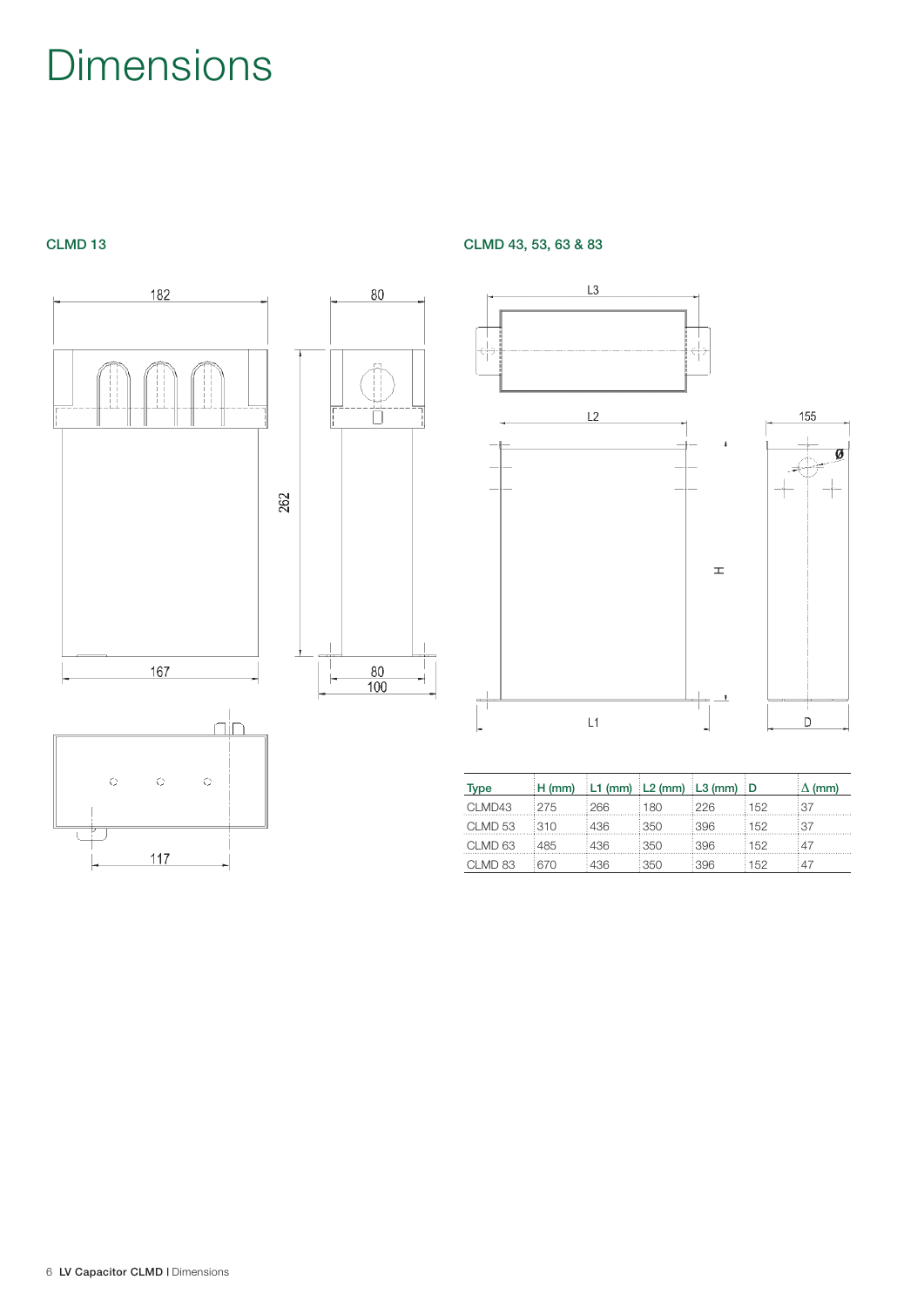# Dimensions

## CLMD 13

## CLMD 43, 53, 63 & 83

| Type | H (mm) | L1 (mm) | L2 (mm) | L3 (mm) | D | Δ (mm) |
|---|---|---|---|---|---|---|
| CLMD43 | 275 | 266 | 180 | 226 | 152 | 37 |
| CLMD 53 | 310 | 436 | 350 | 396 | 152 | 37 |
| CLMD 63 | 485 | 436 | 350 | 396 | 152 | 47 |
| CLMD 83 | 670 | 436 | 350 | 396 | 152 | 47 |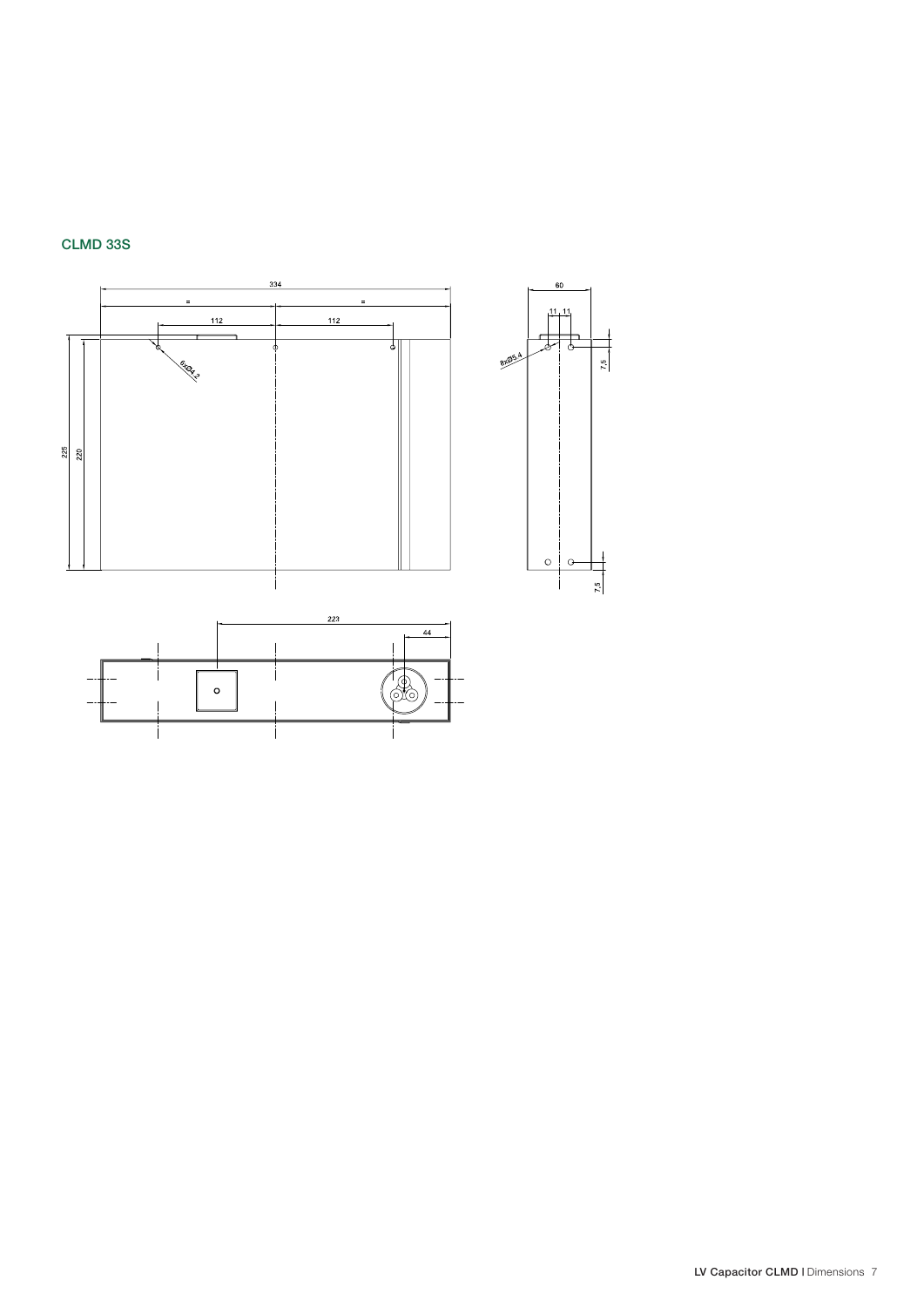## CLMD 33S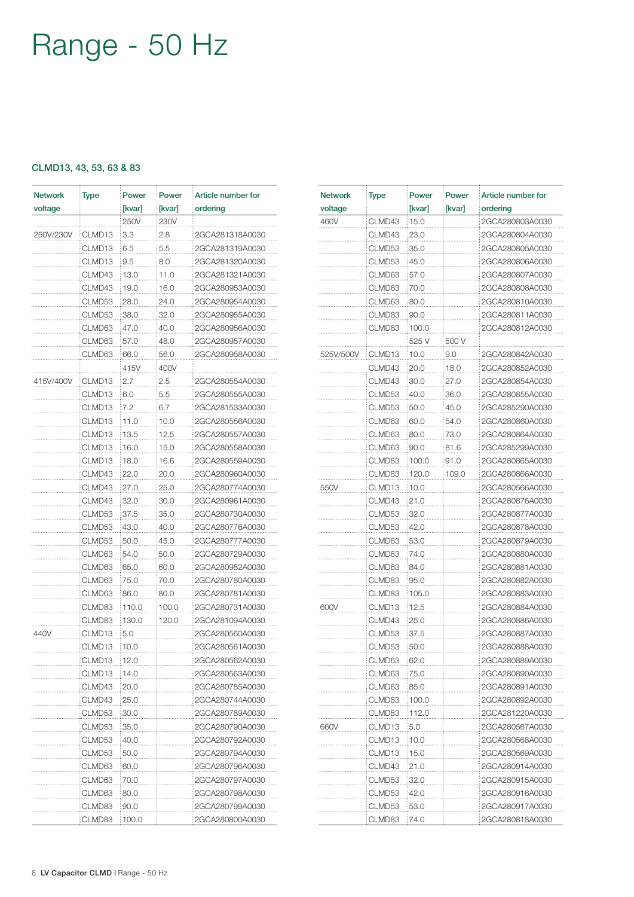# Range - 50 Hz

### CLMD13, 43, 53, 63 & 83

| Network voltage | Type | Power [kvar] | Power [kvar] | Article number for ordering |
|---|---|---|---|---|
| | | 250V | 230V | |
| 250V/230V | CLMD13 | 3.3 | 2.8 | 2GCA281318A0030 |
| | CLMD13 | 6.5 | 5.5 | 2GCA281319A0030 |
| | CLMD13 | 9.5 | 8.0 | 2GCA281320A0030 |
| | CLMD43 | 13.0 | 11.0 | 2GCA281321A0030 |
| | CLMD43 | 19.0 | 16.0 | 2GCA280953A0030 |
| | CLMD53 | 28.0 | 24.0 | 2GCA280954A0030 |
| | CLMD53 | 38.0 | 32.0 | 2GCA280955A0030 |
| | CLMD63 | 47.0 | 40.0 | 2GCA280956A0030 |
| | CLMD63 | 57.0 | 48.0 | 2GCA280957A0030 |
| | CLMD63 | 66.0 | 56.0 | 2GCA280958A0030 |
| | | 415V | 400V | |
| 415V/400V | CLMD13 | 2.7 | 2.5 | 2GCA280554A0030 |
| | CLMD13 | 6.0 | 5.5 | 2GCA280555A0030 |
| | CLMD13 | 7.2 | 6.7 | 2GCA281533A0030 |
| | CLMD13 | 11.0 | 10.0 | 2GCA280556A0030 |
| | CLMD13 | 13.5 | 12.5 | 2GCA280557A0030 |
| | CLMD13 | 16.0 | 15.0 | 2GCA280558A0030 |
| | CLMD13 | 18.0 | 16.6 | 2GCA280559A0030 |
| | CLMD43 | 22.0 | 20.0 | 2GCA280960A0030 |
| | CLMD43 | 27.0 | 25.0 | 2GCA280774A0030 |
| | CLMD43 | 32.0 | 30.0 | 2GCA280961A0030 |
| | CLMD53 | 37.5 | 35.0 | 2GCA280730A0030 |
| | CLMD53 | 43.0 | 40.0 | 2GCA280776A0030 |
| | CLMD53 | 50.0 | 45.0 | 2GCA280777A0030 |
| | CLMD63 | 54.0 | 50.0 | 2GCA280729A0030 |
| | CLMD63 | 65.0 | 60.0 | 2GCA280982A0030 |
| | CLMD63 | 75.0 | 70.0 | 2GCA280780A0030 |
| | CLMD63 | 86.0 | 80.0 | 2GCA280781A0030 |
| | CLMD83 | 110.0 | 100.0 | 2GCA280731A0030 |
| | CLMD83 | 130.0 | 120.0 | 2GCA281094A0030 |
| 440V | CLMD13 | 5.0 | | 2GCA280560A0030 |
| | CLMD13 | 10.0 | | 2GCA280561A0030 |
| | CLMD13 | 12.0 | | 2GCA280562A0030 |
| | CLMD13 | 14.0 | | 2GCA280563A0030 |
| | CLMD43 | 20.0 | | 2GCA280785A0030 |
| | CLMD43 | 25.0 | | 2GCA280744A0030 |
| | CLMD53 | 30.0 | | 2GCA280789A0030 |
| | CLMD53 | 35.0 | | 2GCA280790A0030 |
| | CLMD53 | 40.0 | | 2GCA280792A0030 |
| | CLMD53 | 50.0 | | 2GCA280794A0030 |
| | CLMD63 | 60.0 | | 2GCA280796A0030 |
| | CLMD63 | 70.0 | | 2GCA280797A0030 |
| | CLMD63 | 80.0 | | 2GCA280798A0030 |
| | CLMD83 | 90.0 | | 2GCA280799A0030 |
| | CLMD83 | 100.0 | | 2GCA280800A0030 |
| 460V | CLMD43 | 15.0 | | 2GCA280803A0030 |
| | CLMD43 | 23.0 | | 2GCA280804A0030 |
| | CLMD53 | 35.0 | | 2GCA280805A0030 |
| | CLMD53 | 45.0 | | 2GCA280806A0030 |
| | CLMD63 | 57.0 | | 2GCA280807A0030 |
| | CLMD63 | 70.0 | | 2GCA280808A0030 |
| | CLMD63 | 80.0 | | 2GCA280810A0030 |
| | CLMD83 | 90.0 | | 2GCA280811A0030 |
| | CLMD83 | 100.0 | | 2GCA280812A0030 |
| | | 525 V | 500 V | |
| 525V/500V | CLMD13 | 10.0 | 9.0 | 2GCA280842A0030 |
| | CLMD43 | 20.0 | 18.0 | 2GCA280852A0030 |
| | CLMD43 | 30.0 | 27.0 | 2GCA280854A0030 |
| | CLMD53 | 40.0 | 36.0 | 2GCA280855A0030 |
| | CLMD53 | 50.0 | 45.0 | 2GCA285290A0030 |
| | CLMD63 | 60.0 | 54.0 | 2GCA280860A0030 |
| | CLMD63 | 80.0 | 73.0 | 2GCA280864A0030 |
| | CLMD63 | 90.0 | 81.6 | 2GCA285299A0030 |
| | CLMD83 | 100.0 | 91.0 | 2GCA280865A0030 |
| | CLMD83 | 120.0 | 109.0 | 2GCA280866A0030 |
| 550V | CLMD13 | 10.0 | | 2GCA280566A0030 |
| | CLMD43 | 21.0 | | 2GCA280876A0030 |
| | CLMD53 | 32.0 | | 2GCA280877A0030 |
| | CLMD53 | 42.0 | | 2GCA280878A0030 |
| | CLMD63 | 53.0 | | 2GCA280879A0030 |
| | CLMD63 | 74.0 | | 2GCA280880A0030 |
| | CLMD63 | 84.0 | | 2GCA280881A0030 |
| | CLMD83 | 95.0 | | 2GCA280882A0030 |
| | CLMD83 | 105.0 | | 2GCA280883A0030 |
| 600V | CLMD13 | 12.5 | | 2GCA280884A0030 |
| | CLMD43 | 25.0 | | 2GCA280886A0030 |
| | CLMD53 | 37.5 | | 2GCA280887A0030 |
| | CLMD53 | 50.0 | | 2GCA280888A0030 |
| | CLMD63 | 62.0 | | 2GCA280889A0030 |
| | CLMD63 | 75.0 | | 2GCA280890A0030 |
| | CLMD63 | 85.0 | | 2GCA280891A0030 |
| | CLMD83 | 100.0 | | 2GCA280892A0030 |
| | CLMD83 | 112.0 | | 2GCA281220A0030 |
| 660V | CLMD13 | 5.0 | | 2GCA280567A0030 |
| | CLMD13 | 10.0 | | 2GCA280568A0030 |
| | CLMD13 | 15.0 | | 2GCA280569A0030 |
| | CLMD43 | 21.0 | | 2GCA280914A0030 |
| | CLMD53 | 32.0 | | 2GCA280915A0030 |
| | CLMD53 | 42.0 | | 2GCA280916A0030 |
| | CLMD53 | 53.0 | | 2GCA280917A0030 |
| | CLMD83 | 74.0 | | 2GCA280818A0030 |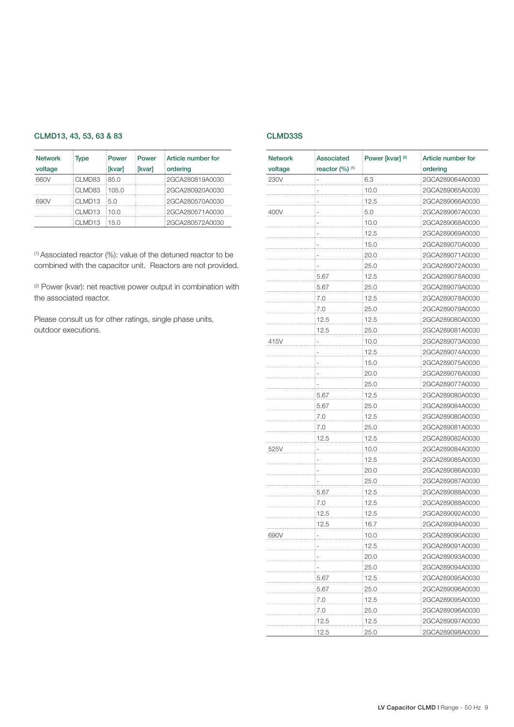### CLMD13, 43, 53, 63 & 83

| Network voltage | Type | Power [kvar] | Power [kvar] | Article number for ordering |
|---|---|---|---|---|
| 660V | CLMD83 | 85.0 | | 2GCA280819A0030 |
| | CLMD83 | 105.0 | | 2GCA280920A0030 |
| 690V | CLMD13 | 5.0 | | 2GCA280570A0030 |
| | CLMD13 | 10.0 | | 2GCA280571A0030 |
| | CLMD13 | 15.0 | | 2GCA280572A0030 |

[1] Associated reactor (%): value of the detuned reactor to be combined with the capacitor unit. Reactors are not provided.

[2] Power (kvar): net reactive power output in combination with the associated reactor.

Please consult us for other ratings, single phase units, outdoor executions.

### CLMD33S

| Network voltage | Associated reactor (%) [1] | Power [kvar] [2] | Article number for ordering |
|---|---|---|---|
| 230V | - | 6.3 | 2GCA289064A0030 |
| | - | 10.0 | 2GCA289065A0030 |
| | - | 12.5 | 2GCA289066A0030 |
| 400V | - | 5.0 | 2GCA289067A0030 |
| | - | 10.0 | 2GCA289068A0030 |
| | - | 12.5 | 2GCA289069A0030 |
| | - | 15.0 | 2GCA289070A0030 |
| | - | 20.0 | 2GCA289071A0030 |
| | - | 25.0 | 2GCA289072A0030 |
| | 5.67 | 12.5 | 2GCA289078A0030 |
| | 5.67 | 25.0 | 2GCA289079A0030 |
| | 7.0 | 12.5 | 2GCA289078A0030 |
| | 7.0 | 25.0 | 2GCA289079A0030 |
| | 12.5 | 12.5 | 2GCA289080A0030 |
| | 12.5 | 25.0 | 2GCA289081A0030 |
| 415V | - | 10.0 | 2GCA289073A0030 |
| | - | 12.5 | 2GCA289074A0030 |
| | - | 15.0 | 2GCA289075A0030 |
| | - | 20.0 | 2GCA289076A0030 |
| | - | 25.0 | 2GCA289077A0030 |
| | 5.67 | 12.5 | 2GCA289080A0030 |
| | 5.67 | 25.0 | 2GCA289084A0030 |
| | 7.0 | 12.5 | 2GCA289080A0030 |
| | 7.0 | 25.0 | 2GCA289081A0030 |
| | 12.5 | 12.5 | 2GCA289082A0030 |
| 525V | - | 10.0 | 2GCA289084A0030 |
| | - | 12.5 | 2GCA289085A0030 |
| | - | 20.0 | 2GCA289086A0030 |
| | - | 25.0 | 2GCA289087A0030 |
| | 5.67 | 12.5 | 2GCA289088A0030 |
| | 7.0 | 12.5 | 2GCA289088A0030 |
| | 12.5 | 12.5 | 2GCA289092A0030 |
| | 12.5 | 16.7 | 2GCA289094A0030 |
| 690V | - | 10.0 | 2GCA289090A0030 |
| | - | 12.5 | 2GCA289091A0030 |
| | - | 20.0 | 2GCA289093A0030 |
| | - | 25.0 | 2GCA289094A0030 |
| | 5.67 | 12.5 | 2GCA289095A0030 |
| | 5.67 | 25.0 | 2GCA289096A0030 |
| | 7.0 | 12.5 | 2GCA289095A0030 |
| | 7.0 | 25.0 | 2GCA289096A0030 |
| | 12.5 | 12.5 | 2GCA289097A0030 |
| | 12.5 | 25.0 | 2GCA289098A0030 |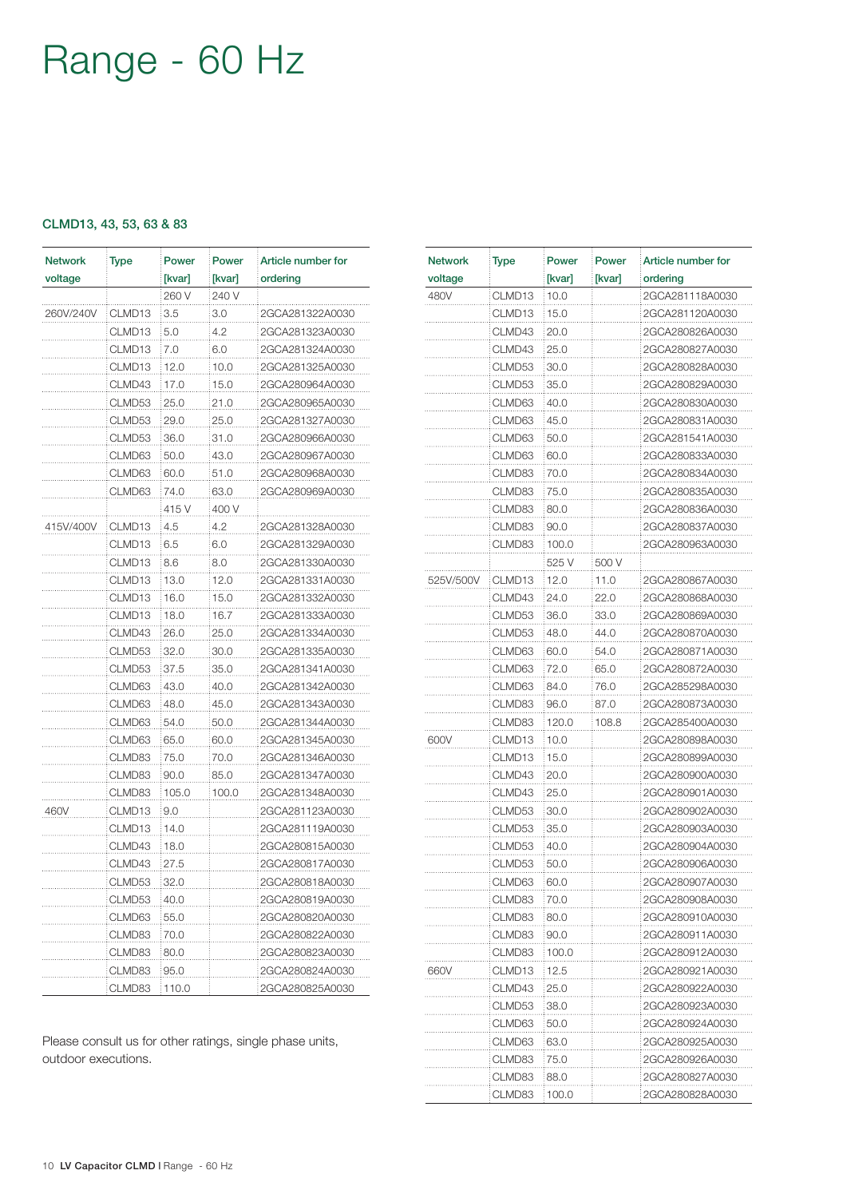# Range - 60 Hz

### CLMD13, 43, 53, 63 & 83

| Network voltage | Type | Power [kvar] | Power [kvar] | Article number for ordering |
|---|---|---|---|---|
| | | 260 V | 240 V | |
| 260V/240V | CLMD13 | 3.5 | 3.0 | 2GCA281322A0030 |
| | CLMD13 | 5.0 | 4.2 | 2GCA281323A0030 |
| | CLMD13 | 7.0 | 6.0 | 2GCA281324A0030 |
| | CLMD13 | 12.0 | 10.0 | 2GCA281325A0030 |
| | CLMD43 | 17.0 | 15.0 | 2GCA280964A0030 |
| | CLMD53 | 25.0 | 21.0 | 2GCA280965A0030 |
| | CLMD53 | 29.0 | 25.0 | 2GCA281327A0030 |
| | CLMD53 | 36.0 | 31.0 | 2GCA280966A0030 |
| | CLMD63 | 50.0 | 43.0 | 2GCA280967A0030 |
| | CLMD63 | 60.0 | 51.0 | 2GCA280968A0030 |
| | CLMD63 | 74.0 | 63.0 | 2GCA280969A0030 |
| | | 415 V | 400 V | |
| 415V/400V | CLMD13 | 4.5 | 4.2 | 2GCA281328A0030 |
| | CLMD13 | 6.5 | 6.0 | 2GCA281329A0030 |
| | CLMD13 | 8.6 | 8.0 | 2GCA281330A0030 |
| | CLMD13 | 13.0 | 12.0 | 2GCA281331A0030 |
| | CLMD13 | 16.0 | 15.0 | 2GCA281332A0030 |
| | CLMD13 | 18.0 | 16.7 | 2GCA281333A0030 |
| | CLMD43 | 26.0 | 25.0 | 2GCA281334A0030 |
| | CLMD53 | 32.0 | 30.0 | 2GCA281335A0030 |
| | CLMD53 | 37.5 | 35.0 | 2GCA281341A0030 |
| | CLMD63 | 43.0 | 40.0 | 2GCA281342A0030 |
| | CLMD63 | 48.0 | 45.0 | 2GCA281343A0030 |
| | CLMD63 | 54.0 | 50.0 | 2GCA281344A0030 |
| | CLMD63 | 65.0 | 60.0 | 2GCA281345A0030 |
| | CLMD83 | 75.0 | 70.0 | 2GCA281346A0030 |
| | CLMD83 | 90.0 | 85.0 | 2GCA281347A0030 |
| | CLMD83 | 105.0 | 100.0 | 2GCA281348A0030 |
| 460V | CLMD13 | 9.0 | | 2GCA281123A0030 |
| | CLMD13 | 14.0 | | 2GCA281119A0030 |
| | CLMD43 | 18.0 | | 2GCA280815A0030 |
| | CLMD43 | 27.5 | | 2GCA280817A0030 |
| | CLMD53 | 32.0 | | 2GCA280818A0030 |
| | CLMD53 | 40.0 | | 2GCA280819A0030 |
| | CLMD63 | 55.0 | | 2GCA280820A0030 |
| | CLMD83 | 70.0 | | 2GCA280822A0030 |
| | CLMD83 | 80.0 | | 2GCA280823A0030 |
| | CLMD83 | 95.0 | | 2GCA280824A0030 |
| | CLMD83 | 110.0 | | 2GCA280825A0030 |
| 480V | CLMD13 | 10.0 | | 2GCA281118A0030 |
| | CLMD13 | 15.0 | | 2GCA281120A0030 |
| | CLMD43 | 20.0 | | 2GCA280826A0030 |
| | CLMD43 | 25.0 | | 2GCA280827A0030 |
| | CLMD53 | 30.0 | | 2GCA280828A0030 |
| | CLMD53 | 35.0 | | 2GCA280829A0030 |
| | CLMD63 | 40.0 | | 2GCA280830A0030 |
| | CLMD63 | 45.0 | | 2GCA280831A0030 |
| | CLMD63 | 50.0 | | 2GCA281541A0030 |
| | CLMD63 | 60.0 | | 2GCA280833A0030 |
| | CLMD83 | 70.0 | | 2GCA280834A0030 |
| | CLMD83 | 75.0 | | 2GCA280835A0030 |
| | CLMD83 | 80.0 | | 2GCA280836A0030 |
| | CLMD83 | 90.0 | | 2GCA280837A0030 |
| | CLMD83 | 100.0 | | 2GCA280963A0030 |
| | | 525 V | 500 V | |
| 525V/500V | CLMD13 | 12.0 | 11.0 | 2GCA280867A0030 |
| | CLMD43 | 24.0 | 22.0 | 2GCA280868A0030 |
| | CLMD53 | 36.0 | 33.0 | 2GCA280869A0030 |
| | CLMD53 | 48.0 | 44.0 | 2GCA280870A0030 |
| | CLMD63 | 60.0 | 54.0 | 2GCA280871A0030 |
| | CLMD63 | 72.0 | 65.0 | 2GCA280872A0030 |
| | CLMD63 | 84.0 | 76.0 | 2GCA285298A0030 |
| | CLMD83 | 96.0 | 87.0 | 2GCA280873A0030 |
| | CLMD83 | 120.0 | 108.8 | 2GCA285400A0030 |
| 600V | CLMD13 | 10.0 | | 2GCA280898A0030 |
| | CLMD13 | 15.0 | | 2GCA280899A0030 |
| | CLMD43 | 20.0 | | 2GCA280900A0030 |
| | CLMD43 | 25.0 | | 2GCA280901A0030 |
| | CLMD53 | 30.0 | | 2GCA280902A0030 |
| | CLMD53 | 35.0 | | 2GCA280903A0030 |
| | CLMD53 | 40.0 | | 2GCA280904A0030 |
| | CLMD53 | 50.0 | | 2GCA280906A0030 |
| | CLMD63 | 60.0 | | 2GCA280907A0030 |
| | CLMD83 | 70.0 | | 2GCA280908A0030 |
| | CLMD83 | 80.0 | | 2GCA280910A0030 |
| | CLMD83 | 90.0 | | 2GCA280911A0030 |
| | CLMD83 | 100.0 | | 2GCA280912A0030 |
| 660V | CLMD13 | 12.5 | | 2GCA280921A0030 |
| | CLMD43 | 25.0 | | 2GCA280922A0030 |
| | CLMD53 | 38.0 | | 2GCA280923A0030 |
| | CLMD63 | 50.0 | | 2GCA280924A0030 |
| | CLMD63 | 63.0 | | 2GCA280925A0030 |
| | CLMD83 | 75.0 | | 2GCA280926A0030 |
| | CLMD83 | 88.0 | | 2GCA280827A0030 |
| | CLMD83 | 100.0 | | 2GCA280828A0030 |

Please consult us for other ratings, single phase units, outdoor executions.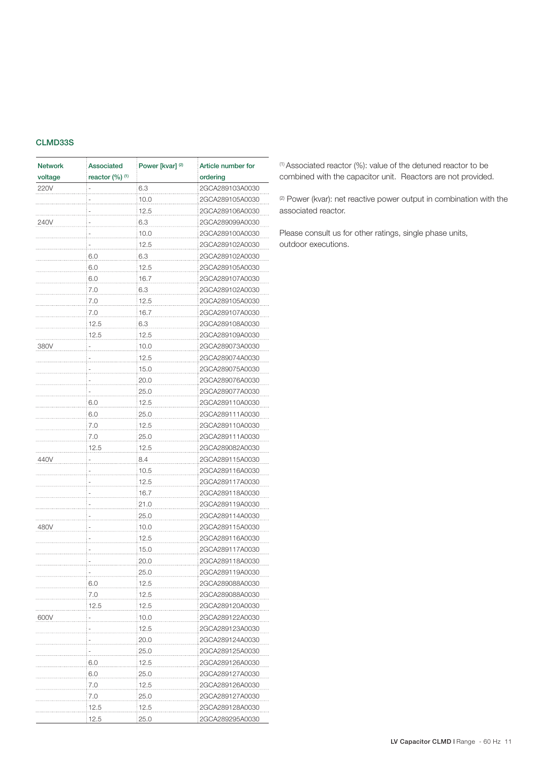## CLMD33S

| Network voltage | Associated reactor (%) [1] | Power [kvar] [2] | Article number for ordering |
|---|---|---|---|
| 220V | - | 6.3 | 2GCA289103A0030 |
| | - | 10.0 | 2GCA289105A0030 |
| | - | 12.5 | 2GCA289106A0030 |
| 240V | - | 6.3 | 2GCA289099A0030 |
| | - | 10.0 | 2GCA289100A0030 |
| | - | 12.5 | 2GCA289102A0030 |
| | 6.0 | 6.3 | 2GCA289102A0030 |
| | 6.0 | 12.5 | 2GCA289105A0030 |
| | 6.0 | 16.7 | 2GCA289107A0030 |
| | 7.0 | 6.3 | 2GCA289102A0030 |
| | 7.0 | 12.5 | 2GCA289105A0030 |
| | 7.0 | 16.7 | 2GCA289107A0030 |
| | 12.5 | 6.3 | 2GCA289108A0030 |
| | 12.5 | 12.5 | 2GCA289109A0030 |
| 380V | - | 10.0 | 2GCA289073A0030 |
| | - | 12.5 | 2GCA289074A0030 |
| | - | 15.0 | 2GCA289075A0030 |
| | - | 20.0 | 2GCA289076A0030 |
| | - | 25.0 | 2GCA289077A0030 |
| | 6.0 | 12.5 | 2GCA289110A0030 |
| | 6.0 | 25.0 | 2GCA289111A0030 |
| | 7.0 | 12.5 | 2GCA289110A0030 |
| | 7.0 | 25.0 | 2GCA289111A0030 |
| | 12.5 | 12.5 | 2GCA289082A0030 |
| 440V | - | 8.4 | 2GCA289115A0030 |
| | - | 10.5 | 2GCA289116A0030 |
| | - | 12.5 | 2GCA289117A0030 |
| | - | 16.7 | 2GCA289118A0030 |
| | - | 21.0 | 2GCA289119A0030 |
| | - | 25.0 | 2GCA289114A0030 |
| 480V | - | 10.0 | 2GCA289115A0030 |
| | - | 12.5 | 2GCA289116A0030 |
| | - | 15.0 | 2GCA289117A0030 |
| | - | 20.0 | 2GCA289118A0030 |
| | - | 25.0 | 2GCA289119A0030 |
| | 6.0 | 12.5 | 2GCA289088A0030 |
| | 7.0 | 12.5 | 2GCA289088A0030 |
| | 12.5 | 12.5 | 2GCA289120A0030 |
| 600V | - | 10.0 | 2GCA289122A0030 |
| | - | 12.5 | 2GCA289123A0030 |
| | - | 20.0 | 2GCA289124A0030 |
| | - | 25.0 | 2GCA289125A0030 |
| | 6.0 | 12.5 | 2GCA289126A0030 |
| | 6.0 | 25.0 | 2GCA289127A0030 |
| | 7.0 | 12.5 | 2GCA289126A0030 |
| | 7.0 | 25.0 | 2GCA289127A0030 |
| | 12.5 | 12.5 | 2GCA289128A0030 |
| | 12.5 | 25.0 | 2GCA289295A0030 |

[1] Associated reactor (%): value of the detuned reactor to be combined with the capacitor unit. Reactors are not provided.

[2] Power (kvar): net reactive power output in combination with the associated reactor.

Please consult us for other ratings, single phase units, outdoor executions.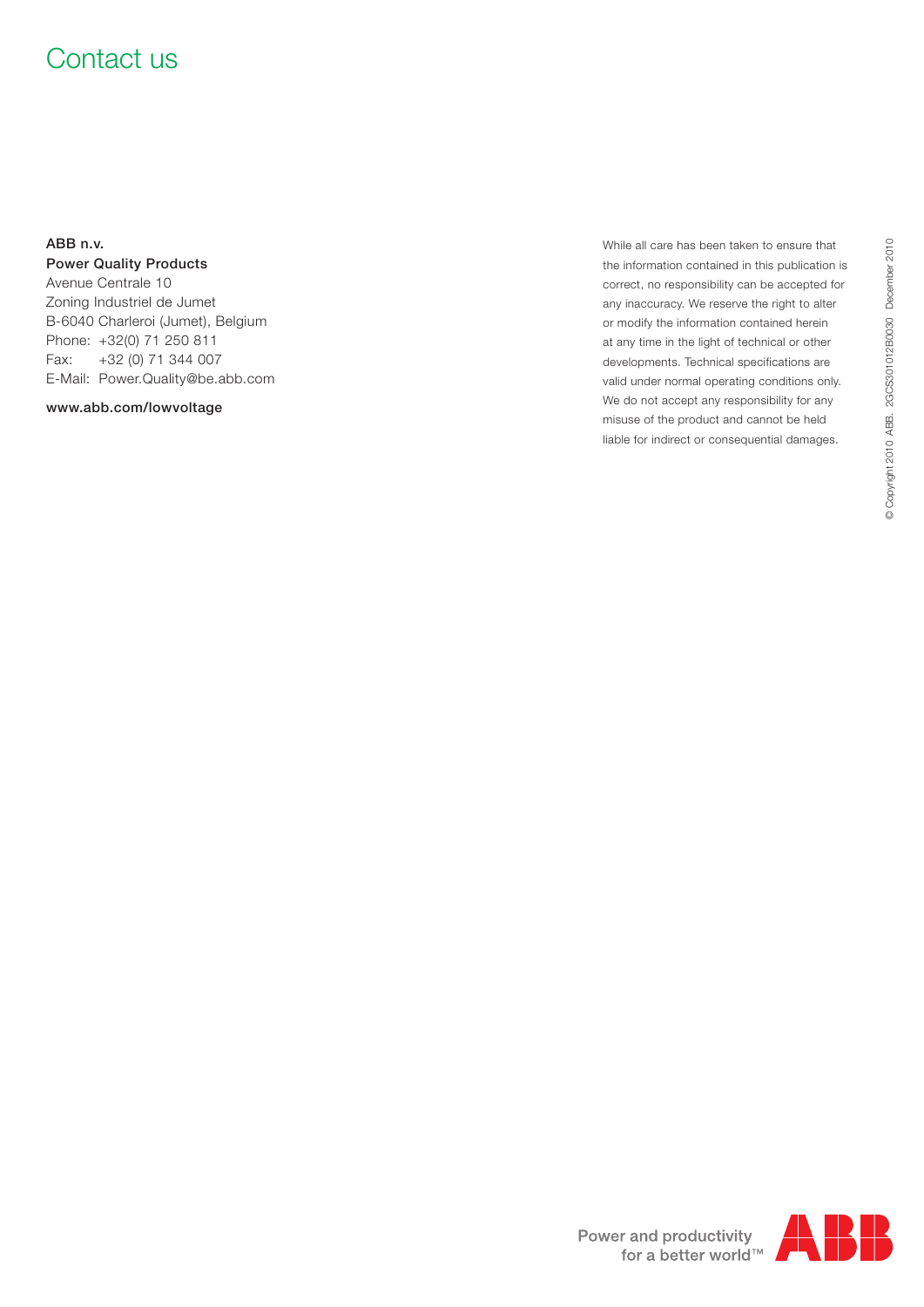# Contact us

**ABB n.v.**
**Power Quality Products**
Avenue Centrale 10
Zoning Industriel de Jumet
B-6040 Charleroi (Jumet), Belgium
Phone: +32(0) 71 250 811
Fax: +32 (0) 71 344 007
E-Mail: Power.Quality@be.abb.com

**www.abb.com/lowvoltage**

While all care has been taken to ensure that the information contained in this publication is correct, no responsibility can be accepted for any inaccuracy. We reserve the right to alter or modify the information contained herein at any time in the light of technical or other developments. Technical specifications are valid under normal operating conditions only. We do not accept any responsibility for any misuse of the product and cannot be held liable for indirect or consequential damages.

© Copyright 2010 ABB. 2GCS301012B0030 December 2010

Power and productivity
for a better world™